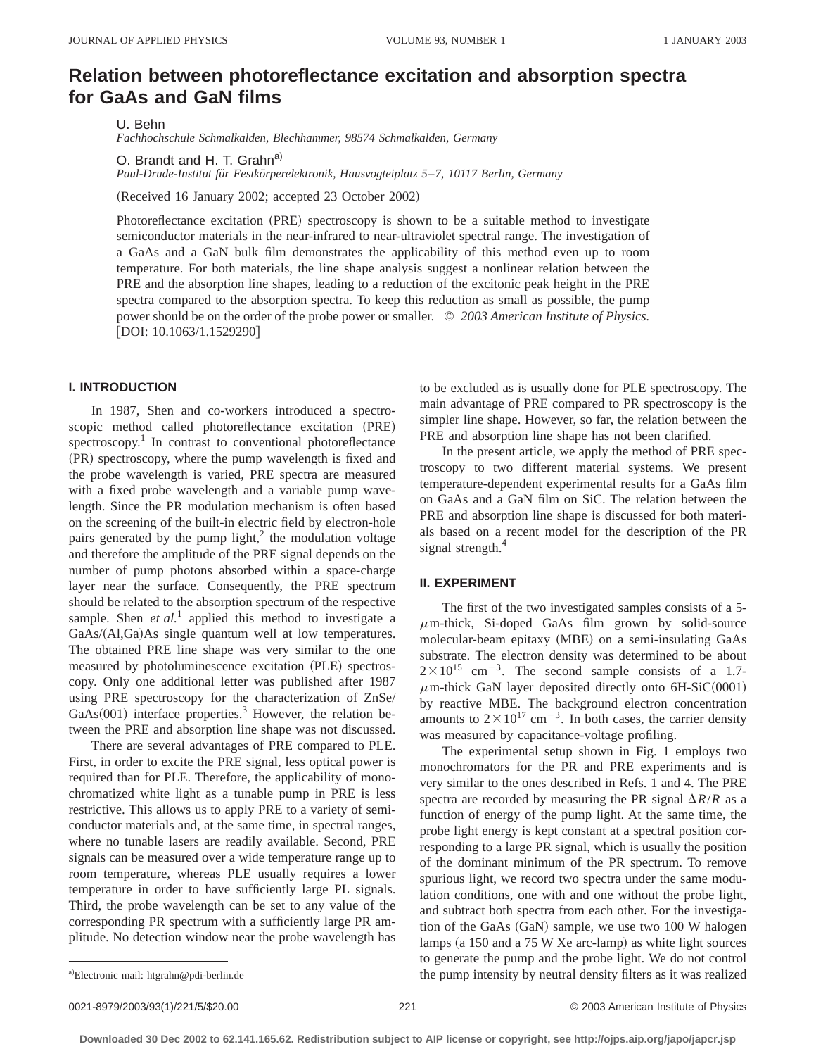# Relation between photoreflectance excitation and absorption spectra for GaAs and GaN films

U. Behn
*Fachhochschule Schmalkalden, Blechhammer, 98574 Schmalkalden, Germany*

O. Brandt and H. T. Grahn[a]
*Paul-Drude-Institut für Festkörperelektronik, Hausvogteiplatz 5–7, 10117 Berlin, Germany*

(Received 16 January 2002; accepted 23 October 2002)

Photoreflectance excitation (PRE) spectroscopy is shown to be a suitable method to investigate semiconductor materials in the near-infrared to near-ultraviolet spectral range. The investigation of a GaAs and a GaN bulk film demonstrates the applicability of this method even up to room temperature. For both materials, the line shape analysis suggest a nonlinear relation between the PRE and the absorption line shapes, leading to a reduction of the excitonic peak height in the PRE spectra compared to the absorption spectra. To keep this reduction as small as possible, the pump power should be on the order of the probe power or smaller. © *2003 American Institute of Physics.* [DOI: 10.1063/1.1529290]

## I. INTRODUCTION

In 1987, Shen and co-workers introduced a spectroscopic method called photoreflectance excitation (PRE) spectroscopy.[1] In contrast to conventional photoreflectance (PR) spectroscopy, where the pump wavelength is fixed and the probe wavelength is varied, PRE spectra are measured with a fixed probe wavelength and a variable pump wavelength. Since the PR modulation mechanism is often based on the screening of the built-in electric field by electron-hole pairs generated by the pump light,[2] the modulation voltage and therefore the amplitude of the PRE signal depends on the number of pump photons absorbed within a space-charge layer near the surface. Consequently, the PRE spectrum should be related to the absorption spectrum of the respective sample. Shen *et al.*[1] applied this method to investigate a GaAs/(Al,Ga)As single quantum well at low temperatures. The obtained PRE line shape was very similar to the one measured by photoluminescence excitation (PLE) spectroscopy. Only one additional letter was published after 1987 using PRE spectroscopy for the characterization of ZnSe/GaAs(001) interface properties.[3] However, the relation between the PRE and absorption line shape was not discussed.

There are several advantages of PRE compared to PLE. First, in order to excite the PRE signal, less optical power is required than for PLE. Therefore, the applicability of monochromatized white light as a tunable pump in PRE is less restrictive. This allows us to apply PRE to a variety of semiconductor materials and, at the same time, in spectral ranges, where no tunable lasers are readily available. Second, PRE signals can be measured over a wide temperature range up to room temperature, whereas PLE usually requires a lower temperature in order to have sufficiently large PL signals. Third, the probe wavelength can be set to any value of the corresponding PR spectrum with a sufficiently large PR amplitude. No detection window near the probe wavelength has to be excluded as is usually done for PLE spectroscopy. The main advantage of PRE compared to PR spectroscopy is the simpler line shape. However, so far, the relation between the PRE and absorption line shape has not been clarified.

In the present article, we apply the method of PRE spectroscopy to two different material systems. We present temperature-dependent experimental results for a GaAs film on GaAs and a GaN film on SiC. The relation between the PRE and absorption line shape is discussed for both materials based on a recent model for the description of the PR signal strength.[4]

## II. EXPERIMENT

The first of the two investigated samples consists of a 5-$\mu$m-thick, Si-doped GaAs film grown by solid-source molecular-beam epitaxy (MBE) on a semi-insulating GaAs substrate. The electron density was determined to be about $2\times10^{15}$ cm$^{-3}$. The second sample consists of a 1.7-$\mu$m-thick GaN layer deposited directly onto 6H-SiC(0001) by reactive MBE. The background electron concentration amounts to $2\times10^{17}$ cm$^{-3}$. In both cases, the carrier density was measured by capacitance-voltage profiling.

The experimental setup shown in Fig. 1 employs two monochromators for the PR and PRE experiments and is very similar to the ones described in Refs. 1 and 4. The PRE spectra are recorded by measuring the PR signal $\Delta R/R$ as a function of energy of the pump light. At the same time, the probe light energy is kept constant at a spectral position corresponding to a large PR signal, which is usually the position of the dominant minimum of the PR spectrum. To remove spurious light, we record two spectra under the same modulation conditions, one with and one without the probe light, and subtract both spectra from each other. For the investigation of the GaAs (GaN) sample, we use two 100 W halogen lamps (a 150 and a 75 W Xe arc-lamp) as white light sources to generate the pump and the probe light. We do not control the pump intensity by neutral density filters as it was realized

[a]Electronic mail: htgrahn@pdi-berlin.de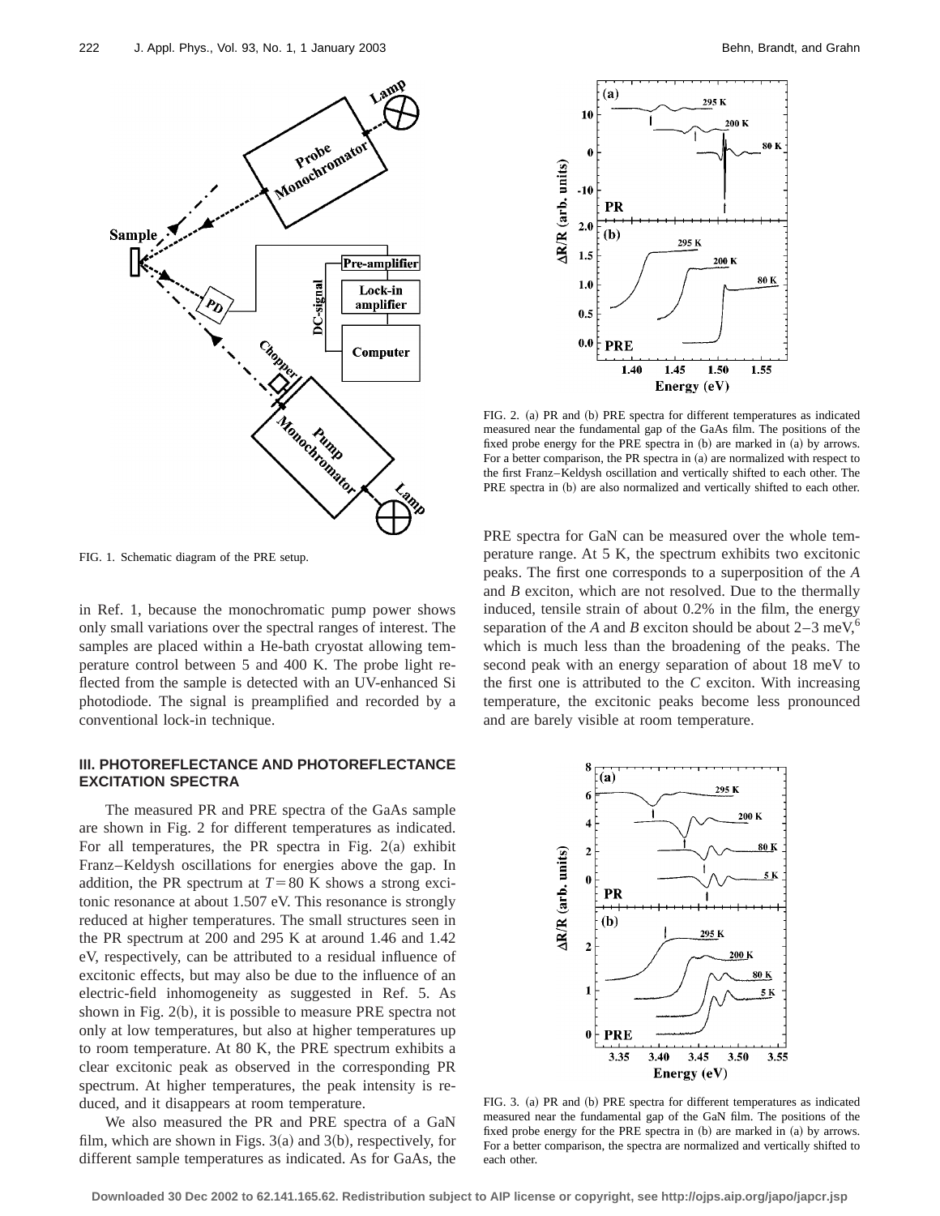FIG. 1. Schematic diagram of the PRE setup.

in Ref. 1, because the monochromatic pump power shows only small variations over the spectral ranges of interest. The samples are placed within a He-bath cryostat allowing temperature control between 5 and 400 K. The probe light reflected from the sample is detected with an UV-enhanced Si photodiode. The signal is preamplified and recorded by a conventional lock-in technique.

## III. PHOTOREFLECTANCE AND PHOTOREFLECTANCE EXCITATION SPECTRA

The measured PR and PRE spectra of the GaAs sample are shown in Fig. 2 for different temperatures as indicated. For all temperatures, the PR spectra in Fig. 2(a) exhibit Franz–Keldysh oscillations for energies above the gap. In addition, the PR spectrum at $T=80$ K shows a strong excitonic resonance at about 1.507 eV. This resonance is strongly reduced at higher temperatures. The small structures seen in the PR spectrum at 200 and 295 K at around 1.46 and 1.42 eV, respectively, can be attributed to a residual influence of excitonic effects, but may also be due to the influence of an electric-field inhomogeneity as suggested in Ref. 5. As shown in Fig. 2(b), it is possible to measure PRE spectra not only at low temperatures, but also at higher temperatures up to room temperature. At 80 K, the PRE spectrum exhibits a clear excitonic peak as observed in the corresponding PR spectrum. At higher temperatures, the peak intensity is reduced, and it disappears at room temperature.

We also measured the PR and PRE spectra of a GaN film, which are shown in Figs. 3(a) and 3(b), respectively, for different sample temperatures as indicated. As for GaAs, the PRE spectra for GaN can be measured over the whole temperature range. At 5 K, the spectrum exhibits two excitonic peaks. The first one corresponds to a superposition of the *A* and *B* exciton, which are not resolved. Due to the thermally induced, tensile strain of about 0.2% in the film, the energy separation of the *A* and *B* exciton should be about 2–3 meV,[6] which is much less than the broadening of the peaks. The second peak with an energy separation of about 18 meV to the first one is attributed to the *C* exciton. With increasing temperature, the excitonic peaks become less pronounced and are barely visible at room temperature.

FIG. 2. (a) PR and (b) PRE spectra for different temperatures as indicated measured near the fundamental gap of the GaAs film. The positions of the fixed probe energy for the PRE spectra in (b) are marked in (a) by arrows. For a better comparison, the PR spectra in (a) are normalized with respect to the first Franz–Keldysh oscillation and vertically shifted to each other. The PRE spectra in (b) are also normalized and vertically shifted to each other.

FIG. 3. (a) PR and (b) PRE spectra for different temperatures as indicated measured near the fundamental gap of the GaN film. The positions of the fixed probe energy for the PRE spectra in (b) are marked in (a) by arrows. For a better comparison, the spectra are normalized and vertically shifted to each other.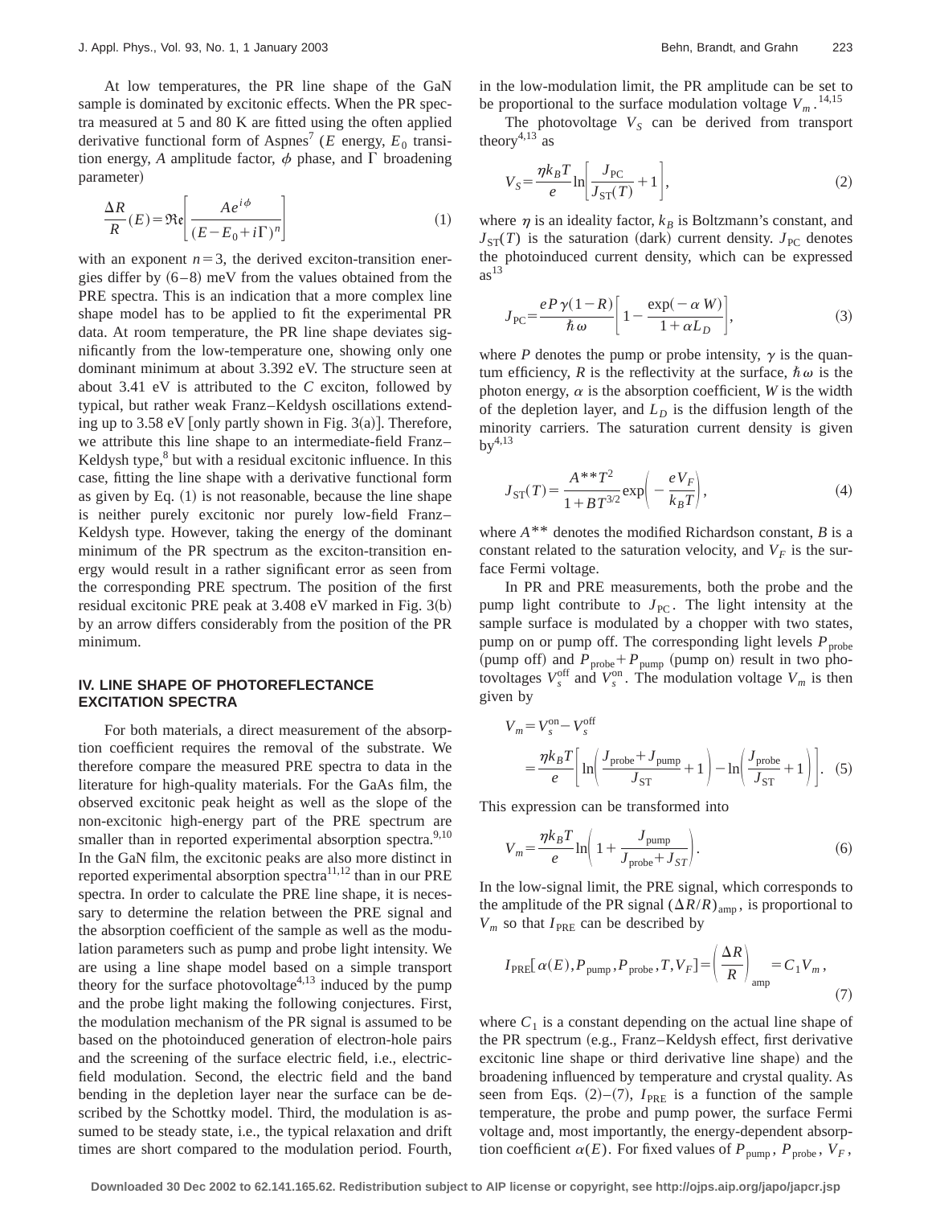At low temperatures, the PR line shape of the GaN sample is dominated by excitonic effects. When the PR spectra measured at 5 and 80 K are fitted using the often applied derivative functional form of Aspnes[7] ($E$ energy, $E_0$ transition energy, $A$ amplitude factor, $\phi$ phase, and $\Gamma$ broadening parameter)

$$\frac{\Delta R}{R}(E) = \mathfrak{Re}\left[\frac{Ae^{i\phi}}{(E-E_0+i\Gamma)^n}\right] \tag{1}$$

with an exponent $n=3$, the derived exciton-transition energies differ by (6–8) meV from the values obtained from the PRE spectra. This is an indication that a more complex line shape model has to be applied to fit the experimental PR data. At room temperature, the PR line shape deviates significantly from the low-temperature one, showing only one dominant minimum at about 3.392 eV. The structure seen at about 3.41 eV is attributed to the $C$ exciton, followed by typical, but rather weak Franz–Keldysh oscillations extending up to 3.58 eV [only partly shown in Fig. 3(a)]. Therefore, we attribute this line shape to an intermediate-field Franz–Keldysh type,[8] but with a residual excitonic influence. In this case, fitting the line shape with a derivative functional form as given by Eq. (1) is not reasonable, because the line shape is neither purely excitonic nor purely low-field Franz–Keldysh type. However, taking the energy of the dominant minimum of the PR spectrum as the exciton-transition energy would result in a rather significant error as seen from the corresponding PRE spectrum. The position of the first residual excitonic PRE peak at 3.408 eV marked in Fig. 3(b) by an arrow differs considerably from the position of the PR minimum.

## IV. LINE SHAPE OF PHOTOREFLECTANCE EXCITATION SPECTRA

For both materials, a direct measurement of the absorption coefficient requires the removal of the substrate. We therefore compare the measured PRE spectra to data in the literature for high-quality materials. For the GaAs film, the observed excitonic peak height as well as the slope of the non-excitonic high-energy part of the PRE spectrum are smaller than in reported experimental absorption spectra.[9,10] In the GaN film, the excitonic peaks are also more distinct in reported experimental absorption spectra[11,12] than in our PRE spectra. In order to calculate the PRE line shape, it is necessary to determine the relation between the PRE signal and the absorption coefficient of the sample as well as the modulation parameters such as pump and probe light intensity. We are using a line shape model based on a simple transport theory for the surface photovoltage[4,13] induced by the pump and the probe light making the following conjectures. First, the modulation mechanism of the PR signal is assumed to be based on the photoinduced generation of electron-hole pairs and the screening of the surface electric field, i.e., electric-field modulation. Second, the electric field and the band bending in the depletion layer near the surface can be described by the Schottky model. Third, the modulation is assumed to be steady state, i.e., the typical relaxation and drift times are short compared to the modulation period. Fourth, in the low-modulation limit, the PR amplitude can be set to be proportional to the surface modulation voltage $V_m$.[14,15]

The photovoltage $V_S$ can be derived from transport theory[4,13] as

$$V_S = \frac{\eta k_B T}{e}\ln\left[\frac{J_{\mathrm{PC}}}{J_{\mathrm{ST}}(T)}+1\right], \tag{2}$$

where $\eta$ is an ideality factor, $k_B$ is Boltzmann's constant, and $J_{\mathrm{ST}}(T)$ is the saturation (dark) current density. $J_{\mathrm{PC}}$ denotes the photoinduced current density, which can be expressed as[13]

$$J_{\mathrm{PC}} = \frac{eP\gamma(1-R)}{\hbar\omega}\left[1-\frac{\exp(-\alpha W)}{1+\alpha L_D}\right], \tag{3}$$

where $P$ denotes the pump or probe intensity, $\gamma$ is the quantum efficiency, $R$ is the reflectivity at the surface, $\hbar\omega$ is the photon energy, $\alpha$ is the absorption coefficient, $W$ is the width of the depletion layer, and $L_D$ is the diffusion length of the minority carriers. The saturation current density is given by[4,13]

$$J_{\mathrm{ST}}(T) = \frac{A^{**}T^2}{1+BT^{3/2}}\exp\left(-\frac{eV_F}{k_B T}\right), \tag{4}$$

where $A^{**}$ denotes the modified Richardson constant, $B$ is a constant related to the saturation velocity, and $V_F$ is the surface Fermi voltage.

In PR and PRE measurements, both the probe and the pump light contribute to $J_{\mathrm{PC}}$. The light intensity at the sample surface is modulated by a chopper with two states, pump on or pump off. The corresponding light levels $P_{\mathrm{probe}}$ (pump off) and $P_{\mathrm{probe}}+P_{\mathrm{pump}}$ (pump on) result in two photovoltages $V_s^{\mathrm{off}}$ and $V_s^{\mathrm{on}}$. The modulation voltage $V_m$ is then given by

$$\begin{aligned}V_m &= V_s^{\mathrm{on}} - V_s^{\mathrm{off}} \\ &= \frac{\eta k_B T}{e}\left[\ln\left(\frac{J_{\mathrm{probe}}+J_{\mathrm{pump}}}{J_{\mathrm{ST}}}+1\right)-\ln\left(\frac{J_{\mathrm{probe}}}{J_{\mathrm{ST}}}+1\right)\right].\end{aligned} \tag{5}$$

This expression can be transformed into

$$V_m = \frac{\eta k_B T}{e}\ln\left(1+\frac{J_{\mathrm{pump}}}{J_{\mathrm{probe}}+J_{ST}}\right). \tag{6}$$

In the low-signal limit, the PRE signal, which corresponds to the amplitude of the PR signal $(\Delta R/R)_{\mathrm{amp}}$, is proportional to $V_m$ so that $I_{\mathrm{PRE}}$ can be described by

$$I_{\mathrm{PRE}}[\alpha(E),P_{\mathrm{pump}},P_{\mathrm{probe}},T,V_F] = \left(\frac{\Delta R}{R}\right)_{\mathrm{amp}} = C_1 V_m, \tag{7}$$

where $C_1$ is a constant depending on the actual line shape of the PR spectrum (e.g., Franz–Keldysh effect, first derivative excitonic line shape or third derivative line shape) and the broadening influenced by temperature and crystal quality. As seen from Eqs. (2)–(7), $I_{\mathrm{PRE}}$ is a function of the sample temperature, the probe and pump power, the surface Fermi voltage and, most importantly, the energy-dependent absorption coefficient $\alpha(E)$. For fixed values of $P_{\mathrm{pump}}$, $P_{\mathrm{probe}}$, $V_F$,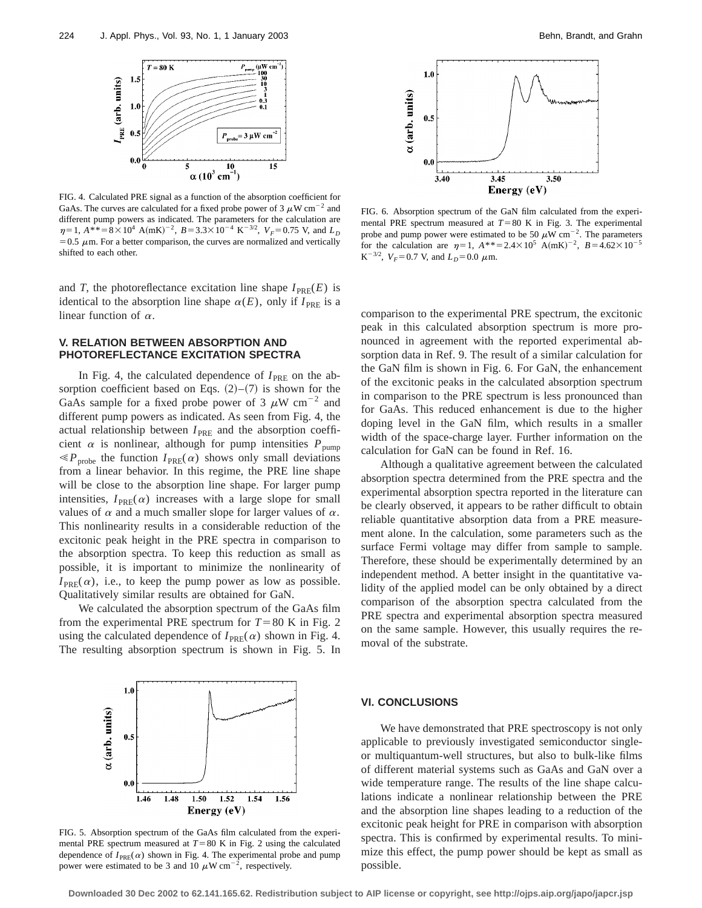FIG. 4. Calculated PRE signal as a function of the absorption coefficient for GaAs. The curves are calculated for a fixed probe power of 3 $\mu$W cm$^{-2}$ and different pump powers as indicated. The parameters for the calculation are $\eta = 1$, $A^{**} = 8 \times 10^4$ A(mK)$^{-2}$, $B = 3.3 \times 10^{-4}$ K$^{-3/2}$, $V_F = 0.75$ V, and $L_D = 0.5$ $\mu$m. For a better comparison, the curves are normalized and vertically shifted to each other.

and $T$, the photoreflectance excitation line shape $I_{\mathrm{PRE}}(E)$ is identical to the absorption line shape $\alpha(E)$, only if $I_{\mathrm{PRE}}$ is a linear function of $\alpha$.

## V. RELATION BETWEEN ABSORPTION AND PHOTOREFLECTANCE EXCITATION SPECTRA

In Fig. 4, the calculated dependence of $I_{\mathrm{PRE}}$ on the absorption coefficient based on Eqs. (2)–(7) is shown for the GaAs sample for a fixed probe power of 3 $\mu$W cm$^{-2}$ and different pump powers as indicated. As seen from Fig. 4, the actual relationship between $I_{\mathrm{PRE}}$ and the absorption coefficient $\alpha$ is nonlinear, although for pump intensities $P_{\mathrm{pump}} \ll P_{\mathrm{probe}}$ the function $I_{\mathrm{PRE}}(\alpha)$ shows only small deviations from a linear behavior. In this regime, the PRE line shape will be close to the absorption line shape. For larger pump intensities, $I_{\mathrm{PRE}}(\alpha)$ increases with a large slope for small values of $\alpha$ and a much smaller slope for larger values of $\alpha$. This nonlinearity results in a considerable reduction of the excitonic peak height in the PRE spectra in comparison to the absorption spectra. To keep this reduction as small as possible, it is important to minimize the nonlinearity of $I_{\mathrm{PRE}}(\alpha)$, i.e., to keep the pump power as low as possible. Qualitatively similar results are obtained for GaN.

We calculated the absorption spectrum of the GaAs film from the experimental PRE spectrum for $T = 80$ K in Fig. 2 using the calculated dependence of $I_{\mathrm{PRE}}(\alpha)$ shown in Fig. 4. The resulting absorption spectrum is shown in Fig. 5. In comparison to the experimental PRE spectrum, the excitonic peak in this calculated absorption spectrum is more pronounced in agreement with the reported experimental absorption data in Ref. 9. The result of a similar calculation for the GaN film is shown in Fig. 6. For GaN, the enhancement of the excitonic peaks in the calculated absorption spectrum in comparison to the PRE spectrum is less pronounced than for GaAs. This reduced enhancement is due to the higher doping level in the GaN film, which results in a smaller width of the space-charge layer. Further information on the calculation for GaN can be found in Ref. 16.

FIG. 5. Absorption spectrum of the GaAs film calculated from the experimental PRE spectrum measured at $T = 80$ K in Fig. 2 using the calculated dependence of $I_{\mathrm{PRE}}(\alpha)$ shown in Fig. 4. The experimental probe and pump power were estimated to be 3 and 10 $\mu$W cm$^{-2}$, respectively.

FIG. 6. Absorption spectrum of the GaN film calculated from the experimental PRE spectrum measured at $T = 80$ K in Fig. 3. The experimental probe and pump power were estimated to be 50 $\mu$W cm$^{-2}$. The parameters for the calculation are $\eta = 1$, $A^{**} = 2.4 \times 10^5$ A(mK)$^{-2}$, $B = 4.62 \times 10^{-5}$ K$^{-3/2}$, $V_F = 0.7$ V, and $L_D = 0.0$ $\mu$m.

Although a qualitative agreement between the calculated absorption spectra determined from the PRE spectra and the experimental absorption spectra reported in the literature can be clearly observed, it appears to be rather difficult to obtain reliable quantitative absorption data from a PRE measurement alone. In the calculation, some parameters such as the surface Fermi voltage may differ from sample to sample. Therefore, these should be experimentally determined by an independent method. A better insight in the quantitative validity of the applied model can be only obtained by a direct comparison of the absorption spectra calculated from the PRE spectra and experimental absorption spectra measured on the same sample. However, this usually requires the removal of the substrate.

## VI. CONCLUSIONS

We have demonstrated that PRE spectroscopy is not only applicable to previously investigated semiconductor single- or multiquantum-well structures, but also to bulk-like films of different material systems such as GaAs and GaN over a wide temperature range. The results of the line shape calculations indicate a nonlinear relationship between the PRE and the absorption line shapes leading to a reduction of the excitonic peak height for PRE in comparison with absorption spectra. This is confirmed by experimental results. To minimize this effect, the pump power should be kept as small as possible.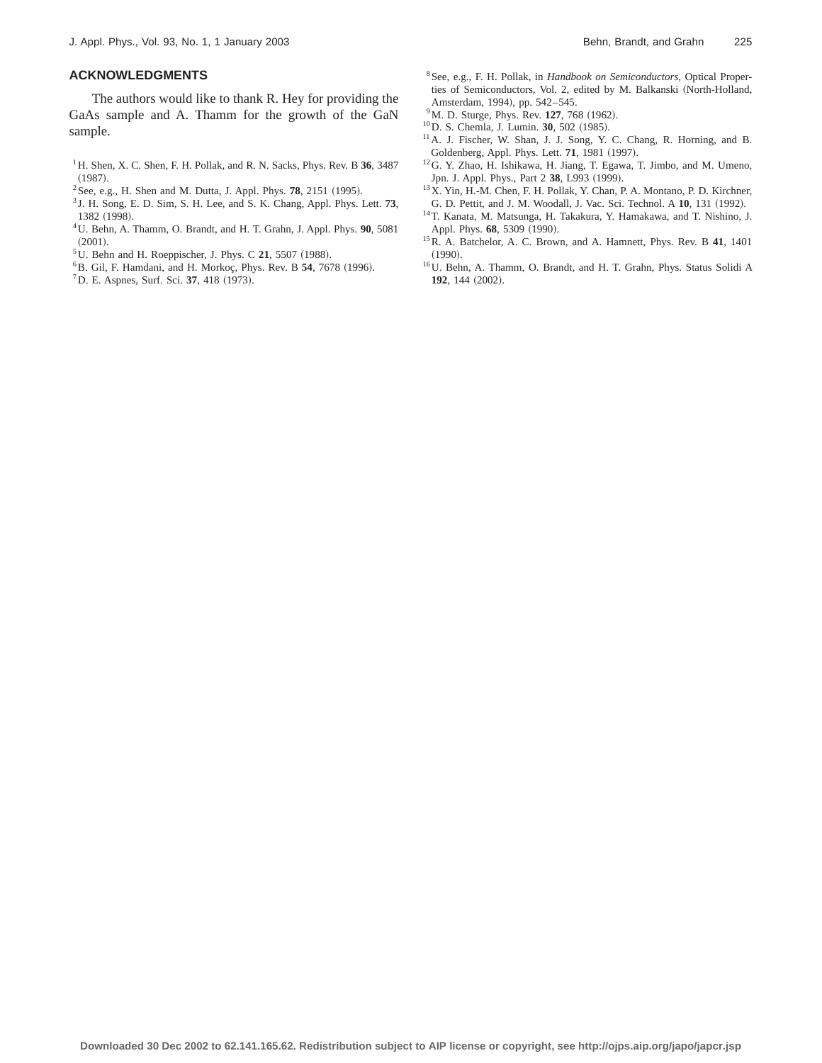## ACKNOWLEDGMENTS

The authors would like to thank R. Hey for providing the GaAs sample and A. Thamm for the growth of the GaN sample.

[1] H. Shen, X. C. Shen, F. H. Pollak, and R. N. Sacks, Phys. Rev. B **36**, 3487 (1987).

[2] See, e.g., H. Shen and M. Dutta, J. Appl. Phys. **78**, 2151 (1995).

[3] J. H. Song, E. D. Sim, S. H. Lee, and S. K. Chang, Appl. Phys. Lett. **73**, 1382 (1998).

[4] U. Behn, A. Thamm, O. Brandt, and H. T. Grahn, J. Appl. Phys. **90**, 5081 (2001).

[5] U. Behn and H. Roeppischer, J. Phys. C **21**, 5507 (1988).

[6] B. Gil, F. Hamdani, and H. Morkoç, Phys. Rev. B **54**, 7678 (1996).

[7] D. E. Aspnes, Surf. Sci. **37**, 418 (1973).

[8] See, e.g., F. H. Pollak, in *Handbook on Semiconductors*, Optical Properties of Semiconductors, Vol. 2, edited by M. Balkanski (North-Holland, Amsterdam, 1994), pp. 542–545.

[9] M. D. Sturge, Phys. Rev. **127**, 768 (1962).

[10] D. S. Chemla, J. Lumin. **30**, 502 (1985).

[11] A. J. Fischer, W. Shan, J. J. Song, Y. C. Chang, R. Horning, and B. Goldenberg, Appl. Phys. Lett. **71**, 1981 (1997).

[12] G. Y. Zhao, H. Ishikawa, H. Jiang, T. Egawa, T. Jimbo, and M. Umeno, Jpn. J. Appl. Phys., Part 2 **38**, L993 (1999).

[13] X. Yin, H.-M. Chen, F. H. Pollak, Y. Chan, P. A. Montano, P. D. Kirchner, G. D. Pettit, and J. M. Woodall, J. Vac. Sci. Technol. A **10**, 131 (1992).

[14] T. Kanata, M. Matsunga, H. Takakura, Y. Hamakawa, and T. Nishino, J. Appl. Phys. **68**, 5309 (1990).

[15] R. A. Batchelor, A. C. Brown, and A. Hamnett, Phys. Rev. B **41**, 1401 (1990).

[16] U. Behn, A. Thamm, O. Brandt, and H. T. Grahn, Phys. Status Solidi A **192**, 144 (2002).